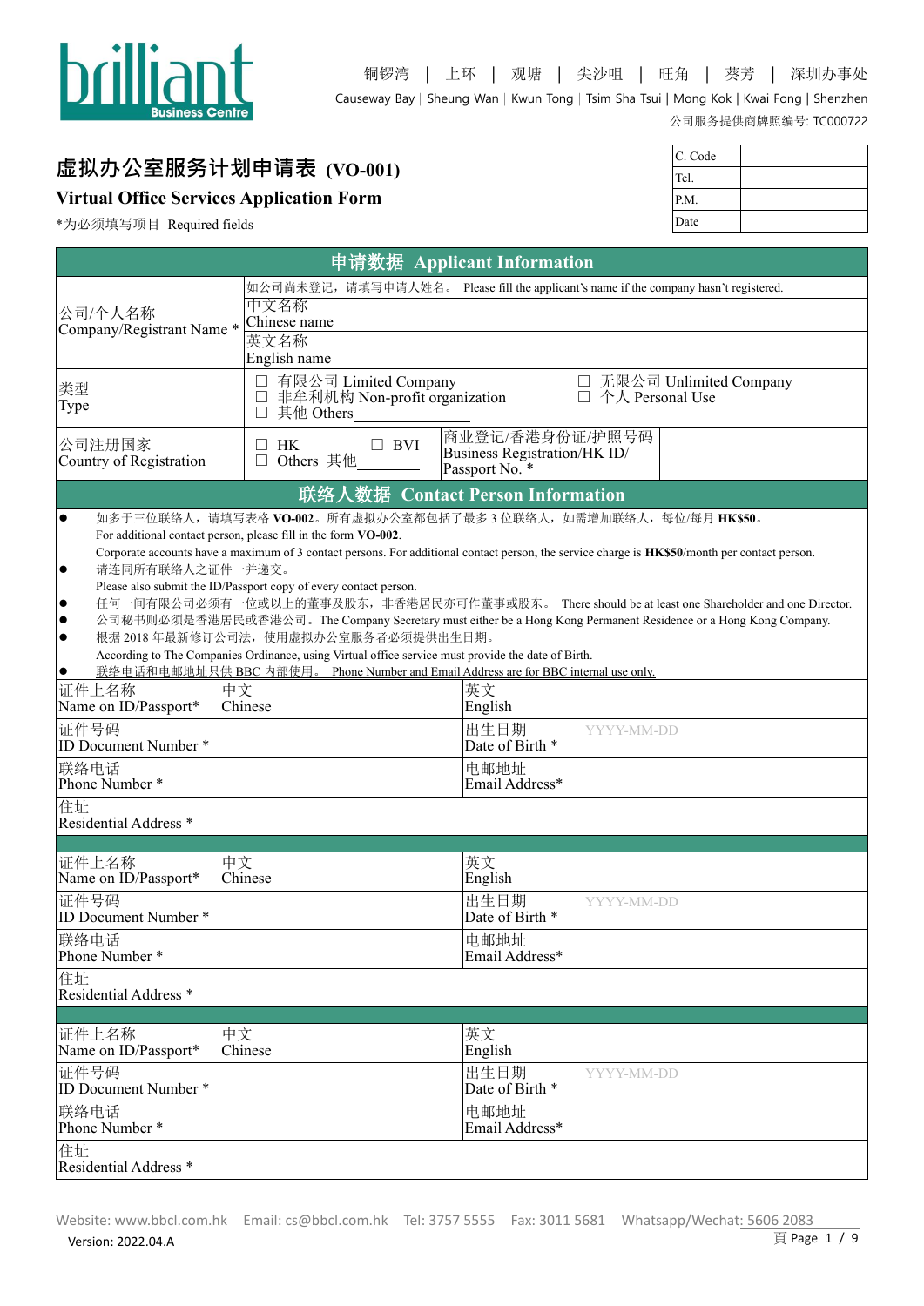brilliant Business Centre

铜锣湾 | 上环 | 观塘 | 尖沙咀 | 旺角 | 葵芳 | 深圳办事处

Causeway Bay | Sheung Wan | Kwun Tong | Tsim Sha Tsui | Mong Kok | Kwai Fong | Shenzhen

公司服务提供商牌照编号: TC000722

# 虚拟办公室服务计划申请表 (VO-001)

## Virtual Office Services Application Form

*为必须填写项目 Required fields

| C. Code | |
|---|---|
| Tel. | |
| P.M. | |
| Date | |

## 申请数据 Applicant Information

| | | | |
|---|---|---|---|
| 公司/个人名称<br>Company/Registrant Name * | 如公司尚未登记，请填写申请人姓名。 Please fill the applicant's name if the company hasn't registered. | | |
| | 中文名称<br>Chinese name | | |
| | 英文名称<br>English name | | |
| 类型<br>Type | ☐ 有限公司 Limited Company<br>☐ 非牟利机构 Non-profit organization<br>☐ 其他 Others ________ | ☐ 无限公司 Unlimited Company<br>☐ 个人 Personal Use | |
| 公司注册国家<br>Country of Registration | ☐ HK ☐ BVI<br>☐ Others 其他________ | 商业登记/香港身份证/护照号码<br>Business Registration/HK ID/ Passport No. * | |

## 联络人数据 Contact Person Information

- 如多于三位联络人，请填写表格 **VO-002**。所有虚拟办公室都包括了最多 3 位联络人，如需增加联络人，每位/每月 **HK$50**。
  For additional contact person, please fill in the form **VO-002**.
  Corporate accounts have a maximum of 3 contact persons. For additional contact person, the service charge is **HK$50**/month per contact person.
- 请连同所有联络人之证件一并递交。
  Please also submit the ID/Passport copy of every contact person.
- 任何一间有限公司必须有一位或以上的董事及股东，非香港居民亦可作董事或股东。 There should be at least one Shareholder and one Director.
- 公司秘书则必须是香港居民或香港公司。The Company Secretary must either be a Hong Kong Permanent Residence or a Hong Kong Company.
- 根据 2018 年最新修订公司法，使用虚拟办公室服务者必须提供出生日期。
  According to The Companies Ordinance, using Virtual office service must provide the date of Birth.
- 联络电话和电邮地址只供 BBC 内部使用。 Phone Number and Email Address are for BBC internal use only.

| | | | |
|---|---|---|---|
| 证件上名称<br>Name on ID/Passport* | 中文<br>Chinese | 英文<br>English | |
| 证件号码<br>ID Document Number * | | 出生日期<br>Date of Birth * | YYYY-MM-DD |
| 联络电话<br>Phone Number * | | 电邮地址<br>Email Address* | |
| 住址<br>Residential Address * | | | |

| | | | |
|---|---|---|---|
| 证件上名称<br>Name on ID/Passport* | 中文<br>Chinese | 英文<br>English | |
| 证件号码<br>ID Document Number * | | 出生日期<br>Date of Birth * | YYYY-MM-DD |
| 联络电话<br>Phone Number * | | 电邮地址<br>Email Address* | |
| 住址<br>Residential Address * | | | |

| | | | |
|---|---|---|---|
| 证件上名称<br>Name on ID/Passport* | 中文<br>Chinese | 英文<br>English | |
| 证件号码<br>ID Document Number * | | 出生日期<br>Date of Birth * | YYYY-MM-DD |
| 联络电话<br>Phone Number * | | 电邮地址<br>Email Address* | |
| 住址<br>Residential Address * | | | |

Website: www.bbcl.com.hk Email: cs@bbcl.com.hk Tel: 3757 5555 Fax: 3011 5681 Whatsapp/Wechat: 5606 2083

Version: 2022.04.A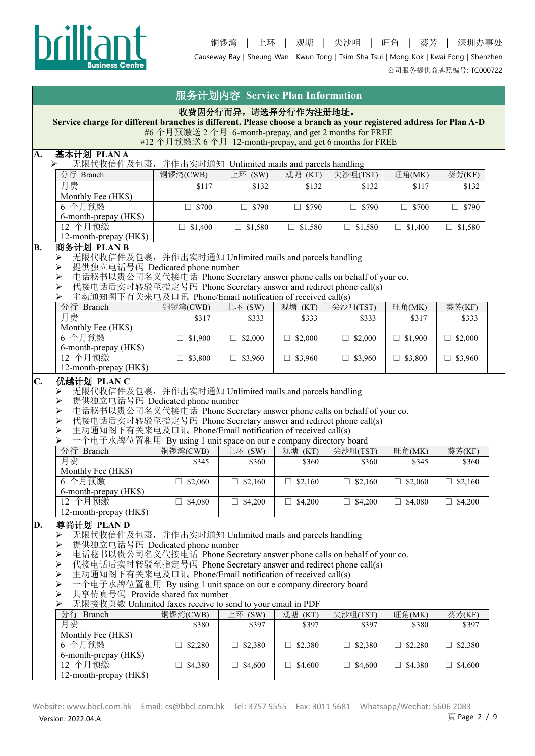## 服务计划内容 Service Plan Information

**收费因分行而异，请选择分行作为注册地址。**
**Service charge for different branches is different. Please choose a branch as your registered address for Plan A-D**
#6 个月预缴送 2 个月 6-month-prepay, and get 2 months for FREE
#12 个月预缴送 6 个月 12-month-prepay, and get 6 months for FREE

### A. 基本计划 PLAN A

- 无限代收信件及包裹，并作出实时通知 Unlimited mails and parcels handling

| 分行 Branch | 铜锣湾(CWB) | 上环 (SW) | 观塘 (KT) | 尖沙咀(TST) | 旺角(MK) | 葵芳(KF) |
|---|---|---|---|---|---|---|
| 月费 Monthly Fee (HK$) | $117 | $132 | $132 | $132 | $117 | $132 |
| 6 个月预缴 6-month-prepay (HK$) | ☐ $700 | ☐ $790 | ☐ $790 | ☐ $790 | ☐ $700 | ☐ $790 |
| 12 个月预缴 12-month-prepay (HK$) | ☐ $1,400 | ☐ $1,580 | ☐ $1,580 | ☐ $1,580 | ☐ $1,400 | ☐ $1,580 |

### B. 商务计划 PLAN B

- 无限代收信件及包裹，并作出实时通知 Unlimited mails and parcels handling
- 提供独立电话号码 Dedicated phone number
- 电话秘书以贵公司名义代接电话 Phone Secretary answer phone calls on behalf of your co.
- 代接电话后实时转驳至指定号码 Phone Secretary answer and redirect phone call(s)
- 主动通知阁下有关来电及口讯 Phone/Email notification of received call(s)

| 分行 Branch | 铜锣湾(CWB) | 上环 (SW) | 观塘 (KT) | 尖沙咀(TST) | 旺角(MK) | 葵芳(KF) |
|---|---|---|---|---|---|---|
| 月费 Monthly Fee (HK$) | $317 | $333 | $333 | $333 | $317 | $333 |
| 6 个月预缴 6-month-prepay (HK$) | ☐ $1,900 | ☐ $2,000 | ☐ $2,000 | ☐ $2,000 | ☐ $1,900 | ☐ $2,000 |
| 12 个月预缴 12-month-prepay (HK$) | ☐ $3,800 | ☐ $3,960 | ☐ $3,960 | ☐ $3,960 | ☐ $3,800 | ☐ $3,960 |

### C. 优越计划 PLAN C

- 无限代收信件及包裹，并作出实时通知 Unlimited mails and parcels handling
- 提供独立电话号码 Dedicated phone number
- 电话秘书以贵公司名义代接电话 Phone Secretary answer phone calls on behalf of your co.
- 代接电话后实时转驳至指定号码 Phone Secretary answer and redirect phone call(s)
- 主动通知阁下有关来电及口讯 Phone/Email notification of received call(s)
- 一个电子水牌位置租用 By using 1 unit space on our e company directory board

| 分行 Branch | 铜锣湾(CWB) | 上环 (SW) | 观塘 (KT) | 尖沙咀(TST) | 旺角(MK) | 葵芳(KF) |
|---|---|---|---|---|---|---|
| 月费 Monthly Fee (HK$) | $345 | $360 | $360 | $360 | $345 | $360 |
| 6 个月预缴 6-month-prepay (HK$) | ☐ $2,060 | ☐ $2,160 | ☐ $2,160 | ☐ $2,160 | ☐ $2,060 | ☐ $2,160 |
| 12 个月预缴 12-month-prepay (HK$) | ☐ $4,080 | ☐ $4,200 | ☐ $4,200 | ☐ $4,200 | ☐ $4,080 | ☐ $4,200 |

### D. 尊尚计划 PLAN D

- 无限代收信件及包裹，并作出实时通知 Unlimited mails and parcels handling
- 提供独立电话号码 Dedicated phone number
- 电话秘书以贵公司名义代接电话 Phone Secretary answer phone calls on behalf of your co.
- 代接电话后实时转驳至指定号码 Phone Secretary answer and redirect phone call(s)
- 主动通知阁下有关来电及口讯 Phone/Email notification of received call(s)
- 一个电子水牌位置租用 By using 1 unit space on our e company directory board
- 共享传真号码 Provide shared fax number
- 无限接收页数 Unlimited faxes receive to send to your email in PDF

| 分行 Branch | 铜锣湾(CWB) | 上环 (SW) | 观塘 (KT) | 尖沙咀(TST) | 旺角(MK) | 葵芳(KF) |
|---|---|---|---|---|---|---|
| 月费 Monthly Fee (HK$) | $380 | $397 | $397 | $397 | $380 | $397 |
| 6 个月预缴 6-month-prepay (HK$) | ☐ $2,280 | ☐ $2,380 | ☐ $2,380 | ☐ $2,380 | ☐ $2,280 | ☐ $2,380 |
| 12 个月预缴 12-month-prepay (HK$) | ☐ $4,380 | ☐ $4,600 | ☐ $4,600 | ☐ $4,600 | ☐ $4,380 | ☐ $4,600 |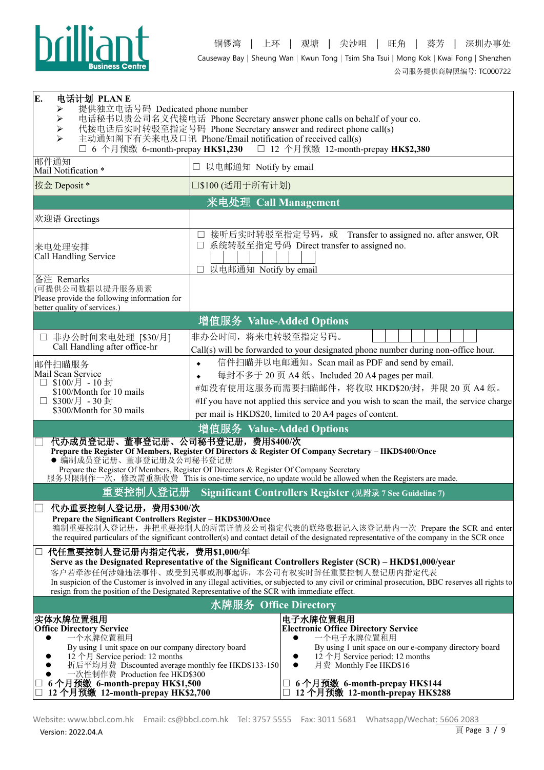**E. 电话计划 PLAN E**

- 提供独立电话号码 Dedicated phone number
- 电话秘书以贵公司名义代接电话 Phone Secretary answer phone calls on behalf of your co.
- 代接电话后实时转驳至指定号码 Phone Secretary answer and redirect phone call(s)
- 主动通知阁下有关来电及口讯 Phone/Email notification of received call(s)

☐ 6 个月预缴 6-month-prepay **HK$1,230** ☐ 12 个月预缴 12-month-prepay **HK$2,380**

| 邮件通知 Mail Notification * | ☐ 以电邮通知 Notify by email |
|---|---|
| 按金 Deposit * | ☐$100 (适用于所有计划) |

## 来电处理 Call Management

| | |
|---|---|
| 欢迎语 Greetings | |
| 来电处理安排 Call Handling Service | ☐ 接听后实时转驳至指定号码，或 Transfer to assigned no. after answer, OR<br>☐ 系统转驳至指定号码 Direct transfer to assigned no.<br>☐ 以电邮通知 Notify by email |
| 备注 Remarks (可提供公司数据以提升服务质素 Please provide the following information for better quality of services.) | |

## 增值服务 Value-Added Options

| | |
|---|---|
| ☐ 非办公时间来电处理 [$30/月] Call Handling after office-hr | 非办公时间，将来电转驳至指定号码。 Call(s) will be forwarded to your designated phone number during non-office hour. |
| 邮件扫瞄服务 Mail Scan Service<br>☐ $100/月 - 10 封 $100/Month for 10 mails<br>☐ $300/月 - 30 封 $300/Month for 30 mails | ◆ 信件扫瞄并以电邮通知。Scan mail as PDF and send by email.<br>◆ 每封不多于 20 页 A4 纸。Included 20 A4 pages per mail.<br>#如没有使用这服务而需要扫瞄邮件，将收取 HKD$20/封，并限 20 页 A4 纸。<br>#If you have not applied this service and you wish to scan the mail, the service charge per mail is HKD$20, limited to 20 A4 pages of content. |

## 增值服务 Value-Added Options

☐ **代办成员登记册、董事登记册、公司秘书登记册，费用$400/次**
**Prepare the Register Of Members, Register Of Directors & Register Of Company Secretary – HKD$400/Once**
- 编制成员登记册、董事登记册及公司秘书登记册 Prepare the Register Of Members, Register Of Directors & Register Of Company Secretary

服务只限制作一次，修改需重新收费 This is one-time service, no update would be allowed when the Registers are made.

## 重要控制人登记册 Significant Controllers Register (见附录 7 See Guideline 7)

☐ **代办重要控制人登记册，费用$300/次**
**Prepare the Significant Controllers Register – HKD$300/Once**
编制重要控制人登记册，并把重要控制人的所需详情及公司指定代表的联络数据记入该登记册内一次 Prepare the SCR and enter the required particulars of the significant controller(s) and contact detail of the designated representative of the company in the SCR once

☐ **代任重要控制人登记册内指定代表，费用$1,000/年**
**Serve as the Designated Representative of the Significant Controllers Register (SCR) – HKD$1,000/year**
客户若牵涉任何涉嫌违法事件、或受到民事或刑事起诉，本公司有权实时辞任重要控制人登记册内指定代表
In suspicion of the Customer is involved in any illegal activities, or subjected to any civil or criminal prosecution, BBC reserves all rights to resign from the position of the Designated Representative of the SCR with immediate effect.

## 水牌服务 Office Directory

| **实体水牌位置租用 Office Directory Service** | **电子水牌位置租用 Electronic Office Directory Service** |
|---|---|
| ● 一个水牌位置租用 By using 1 unit space on our company directory board<br>● 12 个月 Service period: 12 months<br>● 折后平均月费 Discounted average monthly fee HKD$133-150<br>● 一次性制作费 Production fee HKD$300 | ● 一个电子水牌位置租用 By using 1 unit space on our e-company directory board<br>● 12 个月 Service period: 12 months<br>● 月费 Monthly Fee HKD$16 |
| ☐ **6 个月预缴 6-month-prepay HK$1,500**<br>☐ **12 个月预缴 12-month-prepay HK$2,700** | ☐ **6 个月预缴 6-month-prepay HK$144**<br>☐ **12 个月预缴 12-month-prepay HK$288** |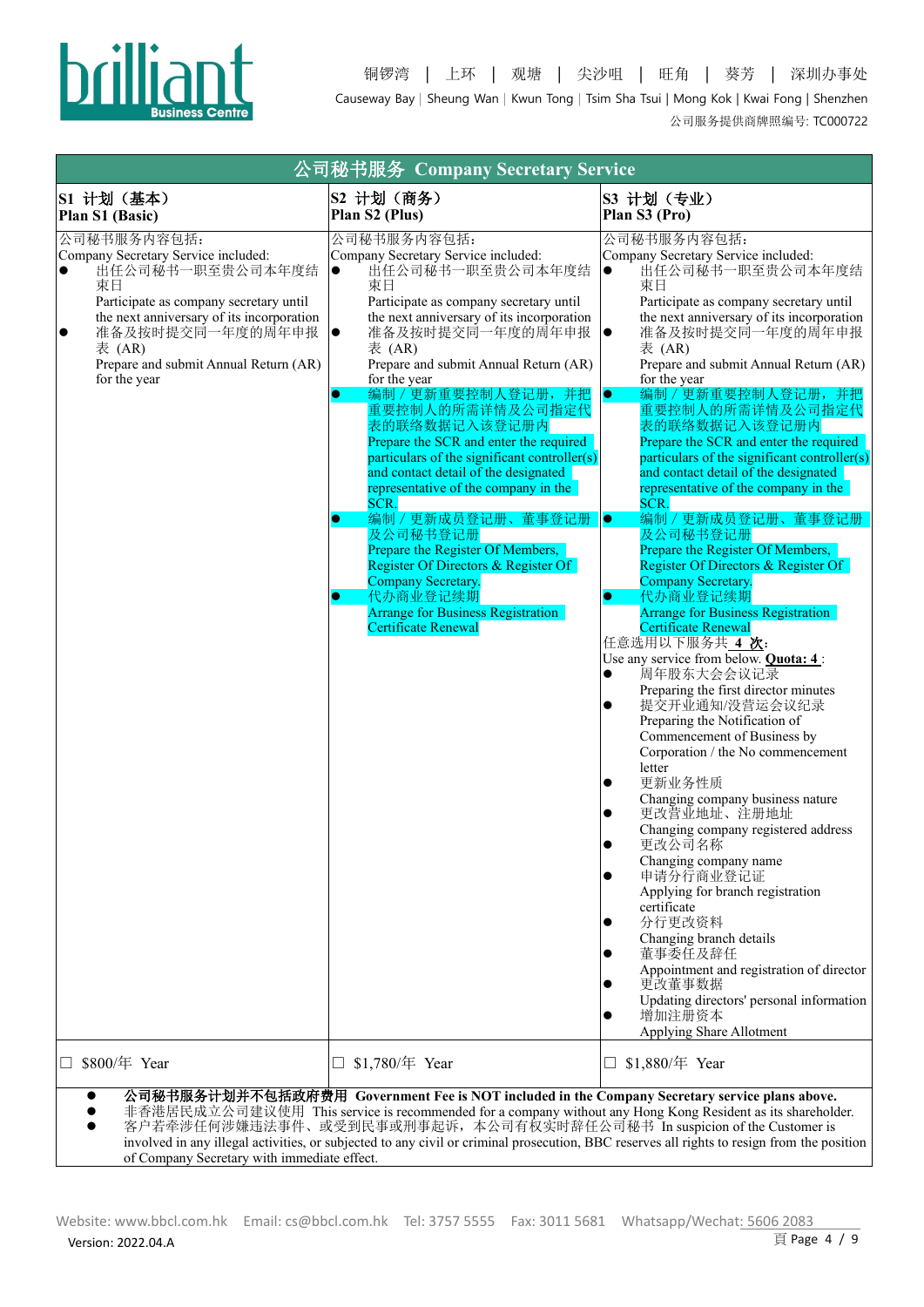# 公司秘书服务 Company Secretary Service

| S1 计划（基本）<br>Plan S1 (Basic) | S2 计划（商务）<br>Plan S2 (Plus) | S3 计划（专业）<br>Plan S3 (Pro) |
|---|---|---|
| 公司秘书服务内容包括:<br>Company Secretary Service included:<br>● 出任公司秘书一职至贵公司本年度结束日<br>Participate as company secretary until the next anniversary of its incorporation<br>● 准备及按时提交同一年度的周年申报表 (AR)<br>Prepare and submit Annual Return (AR) for the year | 公司秘书服务内容包括:<br>Company Secretary Service included:<br>● 出任公司秘书一职至贵公司本年度结束日<br>Participate as company secretary until the next anniversary of its incorporation<br>● 准备及按时提交同一年度的周年申报表 (AR)<br>Prepare and submit Annual Return (AR) for the year<br>● 编制 / 更新重要控制人登记册，并把重要控制人的所需详情及公司指定代表的联络数据记入该登记册内<br>Prepare the SCR and enter the required particulars of the significant controller(s) and contact detail of the designated representative of the company in the SCR.<br>● 编制 / 更新成员登记册、董事登记册及公司秘书登记册<br>Prepare the Register Of Members, Register Of Directors & Register Of Company Secretary.<br>● 代办商业登记续期<br>Arrange for Business Registration Certificate Renewal | 公司秘书服务内容包括:<br>Company Secretary Service included:<br>● 出任公司秘书一职至贵公司本年度结束日<br>Participate as company secretary until the next anniversary of its incorporation<br>● 准备及按时提交同一年度的周年申报表 (AR)<br>Prepare and submit Annual Return (AR) for the year<br>● 编制 / 更新重要控制人登记册，并把重要控制人的所需详情及公司指定代表的联络数据记入该登记册内<br>Prepare the SCR and enter the required particulars of the significant controller(s) and contact detail of the designated representative of the company in the SCR.<br>● 编制 / 更新成员登记册、董事登记册及公司秘书登记册<br>Prepare the Register Of Members, Register Of Directors & Register Of Company Secretary.<br>● 代办商业登记续期<br>Arrange for Business Registration Certificate Renewal<br>任意选用以下服务共 **4 次**:<br>Use any service from below. **Quota: 4** :<br>● 周年股东大会议记录<br>Preparing the first director minutes<br>● 提交开业通知/没营运会议纪录<br>Preparing the Notification of Commencement of Business by Corporation / the No commencement letter<br>● 更新业务性质<br>Changing company business nature<br>● 更改营业地址、注册地址<br>Changing company registered address<br>● 更改公司名称<br>Changing company name<br>● 申请分行商业登记证<br>Applying for branch registration certificate<br>● 分行更改资料<br>Changing branch details<br>● 董事委任及辞任<br>Appointment and registration of director<br>● 更改董事数据<br>Updating directors' personal information<br>● 增加注册资本<br>Applying Share Allotment |
| ☐ $800/年 Year | ☐ $1,780/年 Year | ☐ $1,880/年 Year |

- **公司秘书服务计划并不包括政府费用 Government Fee is NOT included in the Company Secretary service plans above.**
- 非香港居民成立公司建议使用 This service is recommended for a company without any Hong Kong Resident as its shareholder.
- 客户若牵涉任何涉嫌违法事件、或受到民事或刑事起诉，本公司有权实时辞任公司秘书 In suspicion of the Customer is involved in any illegal activities, or subjected to any civil or criminal prosecution, BBC reserves all rights to resign from the position of Company Secretary with immediate effect.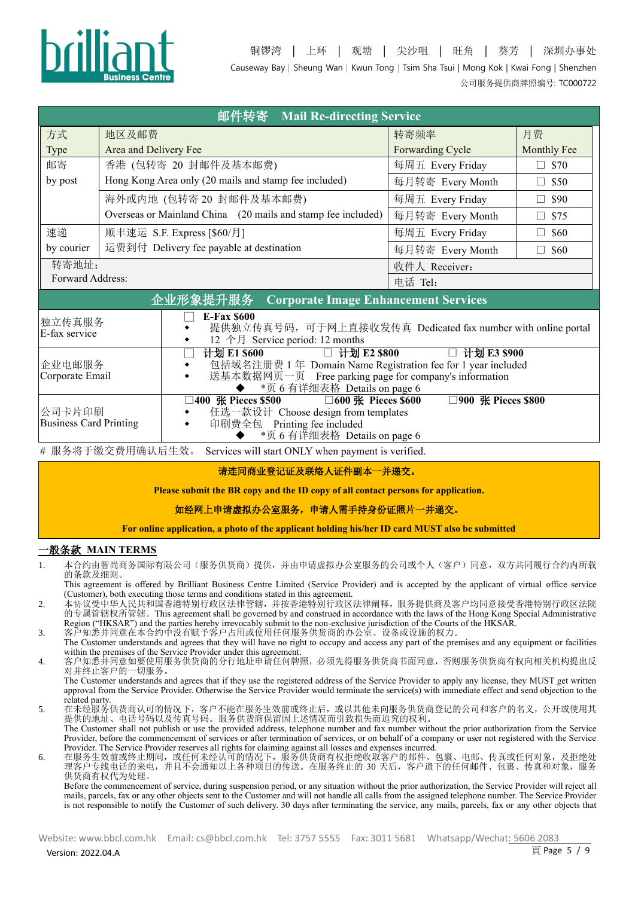# 邮件转寄 Mail Re-directing Service

| 方式 Type | 地区及邮费 Area and Delivery Fee | 转寄频率 Forwarding Cycle | 月费 Monthly Fee |
|---|---|---|---|
| 邮寄 by post | 香港 (包转寄 20 封邮件及基本邮费) Hong Kong Area only (20 mails and stamp fee included) | 每周五 Every Friday | ☐ $70 |
| | | 每月转寄 Every Month | ☐ $50 |
| | 海外或内地 (包转寄 20 封邮件及基本邮费) Overseas or Mainland China (20 mails and stamp fee included) | 每周五 Every Friday | ☐ $90 |
| | | 每月转寄 Every Month | ☐ $75 |
| 速递 by courier | 顺丰速运 S.F. Express [$60/月] 运费到付 Delivery fee payable at destination | 每周五 Every Friday | ☐ $60 |
| | | 每月转寄 Every Month | ☐ $60 |
| 转寄地址: Forward Address: | | 收件人 Receiver: | |
| | | 电话 Tel: | |

# 企业形象提升服务 Corporate Image Enhancement Services

| 服务 | 内容 |
|---|---|
| 独立传真服务 E-fax service | ☐ **E-Fax $600**<br>◆ 提供独立传真号码，可于网上直接收发传真 Dedicated fax number with online portal<br>◆ 12 个月 Service period: 12 months |
| 企业电邮服务 Corporate Email | ☐ **计划 E1 $600** ☐ **计划 E2 $800** ☐ **计划 E3 $900**<br>◆ 包括域名注册费 1 年 Domain Name Registration fee for 1 year included<br>◆ 送基本数据网页一页 Free parking page for company's information<br>◆ *页 6 有详细表格 Details on page 6 |
| 公司卡片印刷 Business Card Printing | ☐**400 张 Pieces $500** ☐**600 张 Pieces $600** ☐**900 张 Pieces $800**<br>◆ 任选一款设计 Choose design from templates<br>◆ 印刷费全包 Printing fee included<br>◆ *页 6 有详细表格 Details on page 6 |

# 服务将于缴交费用确认后生效。 Services will start ONLY when payment is verified.

**请连同商业登记证及联络人证件副本一并递交。**

**Please submit the BR copy and the ID copy of all contact persons for application.**

**如经网上申请虚拟办公室服务，申请人需手持身份证照片一并递交。**

**For online application, a photo of the applicant holding his/her ID card MUST also be submitted**

## 一般条款 MAIN TERMS

1. 本合约由智尚商务国际有限公司（服务供货商）提供，并由申请虚拟办公室服务的公司或个人（客户）同意，双方共同履行合约内所载的条款及细则。
   This agreement is offered by Brilliant Business Centre Limited (Service Provider) and is accepted by the applicant of virtual office service (Customer), both executing those terms and conditions stated in this agreement.
2. 本协议受中华人民共和国香港特别行政区法律管辖，并按香港特别行政区法律阐释，服务提供商及客户均同意接受香港特别行政区法院的专属管辖权所管辖。This agreement shall be governed by and construed in accordance with the laws of the Hong Kong Special Administrative Region ("HKSAR") and the parties hereby irrevocably submit to the non-exclusive jurisdiction of the Courts of the HKSAR.
3. 客户知悉并同意在本合约中没有赋予客户占用或使用任何服务供货商的办公室、设备或设施的权力。
   The Customer understands and agrees that they will have no right to occupy and access any part of the premises and any equipment or facilities within the premises of the Service Provider under this agreement.
4. 客户知悉并同意如要使用服务供货商的分行地址申请任何牌照，必须先得服务供货商书面同意，否则服务供货商有权向相关机构提出反对并终止客户的一切服务。
   The Customer understands and agrees that if they use the registered address of the Service Provider to apply any license, they MUST get written approval from the Service Provider. Otherwise the Service Provider would terminate the service(s) with immediate effect and send objection to the related party.
5. 在未经服务供货商认可的情况下，客户不能在服务生效前或终止后，或以其他未向服务供货商登记的公司和客户的名义，公开或使用其提供的地址、电话号码以及传真号码。服务供货商保留因上述情况而引致损失而追究的权利。
   The Customer shall not publish or use the provided address, telephone number and fax number without the prior authorization from the Service Provider, before the commencement of services or after termination of services, or on behalf of a company or user not registered with the Service Provider. The Service Provider reserves all rights for claiming against all losses and expenses incurred.
6. 在服务生效前或终止期间，或任何未经认可的情况下，服务供货商有权拒绝收取客户的邮件、包裹、电邮、传真或任何对象，及拒绝处理客户专线电话的来电，并且不会通知以上各种项目的传送。在服务终止的 30 天后，客户遗下的任何邮件、包裹、传真和对象，服务供货商有权代为处理。
   Before the commencement of service, during suspension period, or any situation without the prior authorization, the Service Provider will reject all mails, parcels, fax or any other objects sent to the Customer and will not handle all calls from the assigned telephone number. The Service Provider is not responsible to notify the Customer of such delivery. 30 days after terminating the service, any mails, parcels, fax or any other objects that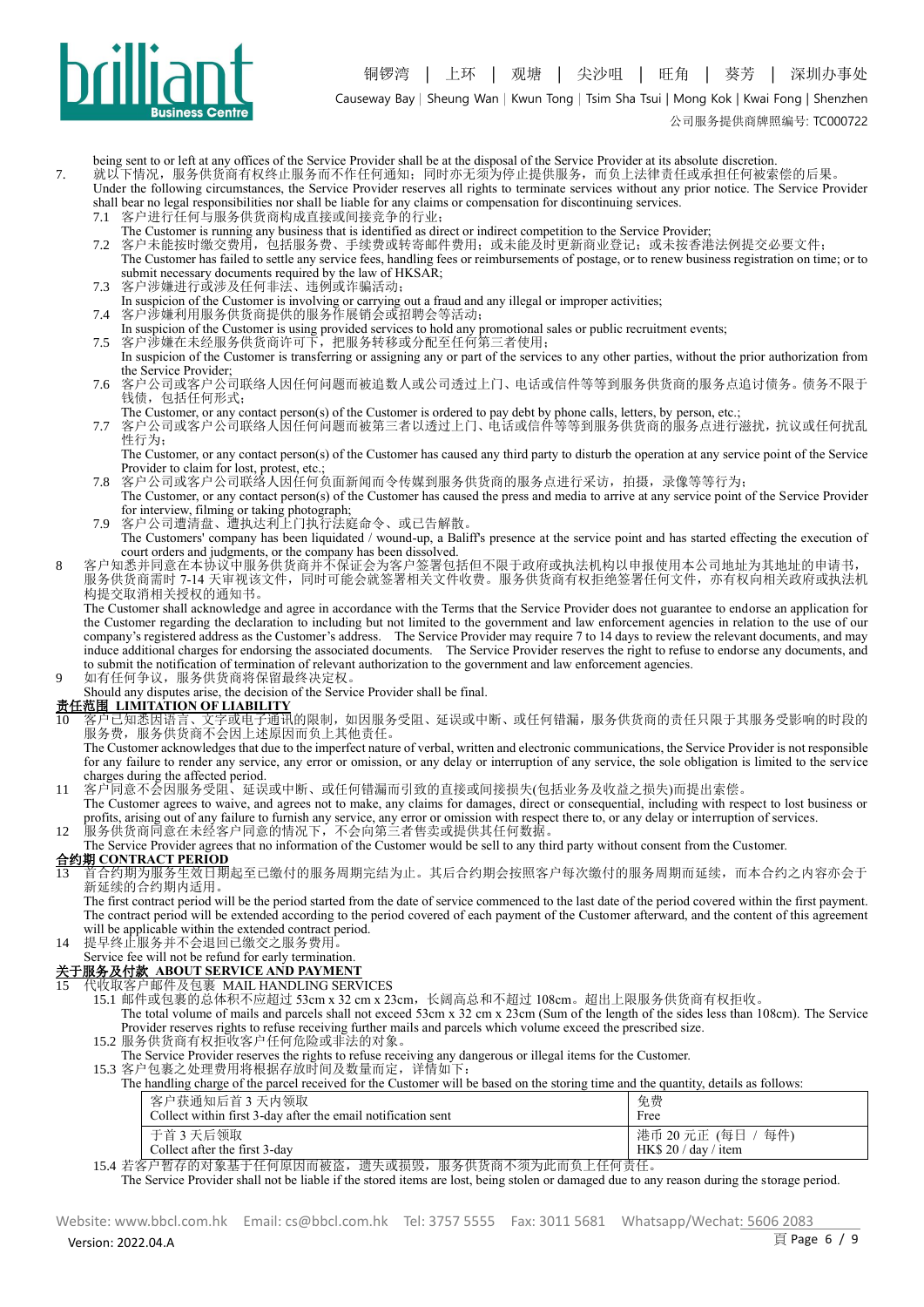being sent to or left at any offices of the Service Provider shall be at the disposal of the Service Provider at its absolute discretion.

7. 就以下情况，服务供货商有权终止服务而不作任何通知；同时亦无须为停止提供服务，而负上法律责任或承担任何被索偿的后果。
Under the following circumstances, the Service Provider reserves all rights to terminate services without any prior notice. The Service Provider shall bear no legal responsibilities nor shall be liable for any claims or compensation for discontinuing services.
   - 7.1 客户进行任何与服务供货商构成直接或间接竞争的行业；
     The Customer is running any business that is identified as direct or indirect competition to the Service Provider;
   - 7.2 客户未能按时缴交费用，包括服务费、手续费或转寄邮件费用；或未能及时更新商业登记；或未按香港法例提交必要文件；
     The Customer has failed to settle any service fees, handling fees or reimbursements of postage, or to renew business registration on time; or to submit necessary documents required by the law of HKSAR;
   - 7.3 客户涉嫌进行或涉及任何非法、违例或诈骗活动；
     In suspicion of the Customer is involving or carrying out a fraud and any illegal or improper activities;
   - 7.4 客户涉嫌利用服务供货商提供的服务作展销会或招聘会等活动；
     In suspicion of the Customer is using provided services to hold any promotional sales or public recruitment events;
   - 7.5 客户涉嫌在未经服务供货商许可下，把服务转移或分配至任何第三者使用；
     In suspicion of the Customer is transferring or assigning any or part of the services to any other parties, without the prior authorization from the Service Provider;
   - 7.6 客户公司或客户公司联络人因任何问题而被追数人或公司透过上门、电话或信件等等到服务供货商的服务点追讨债务。债务不限于钱债，包括任何形式；
     The Customer, or any contact person(s) of the Customer is ordered to pay debt by phone calls, letters, by person, etc.;
   - 7.7 客户公司或客户公司联络人因任何问题而被第三者以透过上门、电话或信件等等到服务供货商的服务点进行滋扰，抗议或任何扰乱性行为；
     The Customer, or any contact person(s) of the Customer has caused any third party to disturb the operation at any service point of the Service Provider to claim for lost, protest, etc.;
   - 7.8 客户公司或客户公司联络人因任何负面新闻而令传媒到服务供货商的服务点进行采访，拍摄，录像等等行为；
     The Customer, or any contact person(s) of the Customer has caused the press and media to arrive at any service point of the Service Provider for interview, filming or taking photograph;
   - 7.9 客户公司遭清盘、遭执达利上门执行法庭命令、或已告解散。
     The Customers' company has been liquidated / wound-up, a Baliff's presence at the service point and has started effecting the execution of court orders and judgments, or the company has been dissolved.

8 客户知悉并同意在本协议中服务供货商并不保证会为客户签署包括但不限于政府或执法机构以申报使用本公司地址为其地址的申请书，服务供货商需时 7-14 天审视该文件，同时可能会就签署相关文件收费。服务供货商有权拒绝签署任何文件，亦有权向相关政府或执法机构提交取消相关授权的通知书。
The Customer shall acknowledge and agree in accordance with the Terms that the Service Provider does not guarantee to endorse an application for the Customer regarding the declaration to including but not limited to the government and law enforcement agencies in relation to the use of our company's registered address as the Customer's address. The Service Provider may require 7 to 14 days to review the relevant documents, and may induce additional charges for endorsing the associated documents. The Service Provider reserves the right to refuse to endorse any documents, and to submit the notification of termination of relevant authorization to the government and law enforcement agencies.

9 如有任何争议，服务供货商将保留最终决定权。
Should any disputes arise, the decision of the Service Provider shall be final.

## 责任范围 LIMITATION OF LIABILITY

10 客户已知悉因语言、文字或电子通讯的限制，如因服务受阻、延误或中断、或任何错漏，服务供货商的责任只限于其服务受影响的时段的服务费，服务供货商不会因上述原因而负上其他责任。
The Customer acknowledges that due to the imperfect nature of verbal, written and electronic communications, the Service Provider is not responsible for any failure to render any service, any error or omission, or any delay or interruption of any service, the sole obligation is limited to the service charges during the affected period.

11 客户同意不会因服务受阻、延误或中断、或任何错漏而引致的直接或间接损失(包括业务及收益之损失)而提出索偿。
The Customer agrees to waive, and agrees not to make, any claims for damages, direct or consequential, including with respect to lost business or profits, arising out of any failure to furnish any service, any error or omission with respect there to, or any delay or interruption of services.

12 服务供货商同意在未经客户同意的情况下，不会向第三者售卖或提供其任何数据。
The Service Provider agrees that no information of the Customer would be sell to any third party without consent from the Customer.

## 合约期 CONTRACT PERIOD

13 首合约期为服务生效日期起至已缴付的服务周期完结为止。其后合约期会按照客户每次缴付的服务周期而延续，而本合约之内容亦会于新延续的合约期内适用。
The first contract period will be the period started from the date of service commenced to the last date of the period covered within the first payment. The contract period will be extended according to the period covered of each payment of the Customer afterward, and the content of this agreement will be applicable within the extended contract period.

14 提早终止服务并不会退回已缴交之服务费用。
Service fee will not be refund for early termination.

## 关于服务及付款 ABOUT SERVICE AND PAYMENT

15 代收取客户邮件及包裹 MAIL HANDLING SERVICES
   - 15.1 邮件或包裹的总体积不应超过 53cm x 32 cm x 23cm，长阔高总和不超过 108cm。超出上限服务供货商有权拒收。
     The total volume of mails and parcels shall not exceed 53cm x 32 cm x 23cm (Sum of the length of the sides less than 108cm). The Service Provider reserves rights to refuse receiving further mails and parcels which volume exceed the prescribed size.
   - 15.2 服务供货商有权拒收客户任何危险或非法的对象。
     The Service Provider reserves the rights to refuse receiving any dangerous or illegal items for the Customer.
   - 15.3 客户包裹之处理费用将根据存放时间及数量而定，详情如下：
     The handling charge of the parcel received for the Customer will be based on the storing time and the quantity, details as follows:

| 客户获通知后首 3 天内领取<br>Collect within first 3-day after the email notification sent | 免费<br>Free |
|---|---|
| 于首 3 天后领取<br>Collect after the first 3-day | 港币 20 元正 (每日 / 每件)<br>HK$ 20 / day / item |

   - 15.4 若客户暂存的对象基于任何原因而被盗，遗失或损毁，服务供货商不须为此而负上任何责任。
     The Service Provider shall not be liable if the stored items are lost, being stolen or damaged due to any reason during the storage period.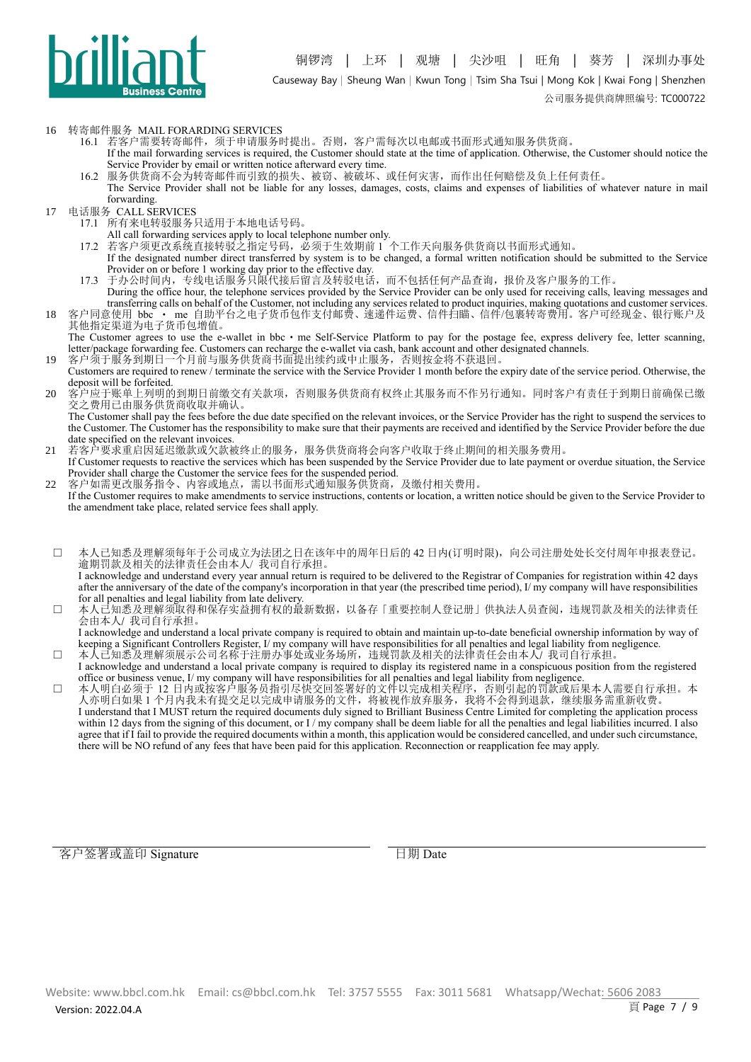16 转寄邮件服务 MAIL FORARDING SERVICES

16.1 若客户需要转寄邮件，须于申请服务时提出。否则，客户需每次以电邮或书面形式通知服务供货商。
If the mail forwarding services is required, the Customer should state at the time of application. Otherwise, the Customer should notice the Service Provider by email or written notice afterward every time.

16.2 服务供货商不会为转寄邮件而引致的损失、被窃、被破坏、或任何灾害，而作出任何赔偿及负上任何责任。
The Service Provider shall not be liable for any losses, damages, costs, claims and expenses of liabilities of whatever nature in mail forwarding.

17 电话服务 CALL SERVICES

17.1 所有来电转驳服务只适用于本地电话号码。
All call forwarding services apply to local telephone number only.

17.2 若客户须更改系统直接转驳之指定号码，必须于生效期前 1 个工作天向服务供货商以书面形式通知。
If the designated number direct transferred by system is to be changed, a formal written notification should be submitted to the Service Provider on or before 1 working day prior to the effective day.

17.3 于办公时间内，专线电话服务只限代接后留言及转驳电话，而不包括任何产品查询，报价及客户服务的工作。
During the office hour, the telephone services provided by the Service Provider can be only used for receiving calls, leaving messages and transferring calls on behalf of the Customer, not including any services related to product inquiries, making quotations and customer services.

18 客户同意使用 bbc ・ me 自助平台之电子货币包作支付邮费、速递件运费、信件扫瞄、信件/包裹转寄费用。客户可经现金、银行账户及其他指定渠道为电子货币包增值。
The Customer agrees to use the e-wallet in bbc・me Self-Service Platform to pay for the postage fee, express delivery fee, letter scanning, letter/package forwarding fee. Customers can recharge the e-wallet via cash, bank account and other designated channels.

19 客户须于服务到期日一个月前与服务供货商书面提出续约或中止服务，否则按金将不获退回。
Customers are required to renew / terminate the service with the Service Provider 1 month before the expiry date of the service period. Otherwise, the deposit will be forfeited.

20 客户应于账单上列明的到期日前缴交有关款项，否则服务供货商有权终止其服务而不作另行通知。同时客户有责任于到期日前确保已缴交之费用已由服务供货商收取并确认。
The Customer shall pay the fees before the due date specified on the relevant invoices, or the Service Provider has the right to suspend the services to the Customer. The Customer has the responsibility to make sure that their payments are received and identified by the Service Provider before the due date specified on the relevant invoices.

21 若客户要求重启因延迟缴款或欠款被终止的服务，服务供货商将会向客户收取于终止期间的相关服务费用。
If Customer requests to reactive the services which has been suspended by the Service Provider due to late payment or overdue situation, the Service Provider shall charge the Customer the service fees for the suspended period.

22 客户如需更改服务指令、内容或地点，需以书面形式通知服务供货商，及缴付相关费用。
If the Customer requires to make amendments to service instructions, contents or location, a written notice should be given to the Service Provider to the amendment take place, related service fees shall apply.

☐ 本人已知悉及理解须每年于公司成立为法团之日在该年中的周年日后的 42 日内(订明时限)，向公司注册处处长交付周年申报表登记。逾期罚款及相关的法律责任会由本人/ 我司自行承担。
I acknowledge and understand every year annual return is required to be delivered to the Registrar of Companies for registration within 42 days after the anniversary of the date of the company's incorporation in that year (the prescribed time period), I/ my company will have responsibilities for all penalties and legal liability from late delivery.

☐ 本人已知悉及理解须取得和保存实益拥有权的最新数据，以备存「重要控制人登记册」供执法人员查阅，违规罚款及相关的法律责任会由本人/ 我司自行承担。
I acknowledge and understand a local private company is required to obtain and maintain up-to-date beneficial ownership information by way of keeping a Significant Controllers Register, I/ my company will have responsibilities for all penalties and legal liability from negligence.

☐ 本人已知悉及理解须展示公司名称于注册办事处或业务场所，违规罚款及相关的法律责任会由本人/ 我司自行承担。
I acknowledge and understand a local private company is required to display its registered name in a conspicuous position from the registered office or business venue, I/ my company will have responsibilities for all penalties and legal liability from negligence.

☐ 本人明白必须于 12 日内或按客户服务员指引尽快交回签署好的文件以完成相关程序，否则引起的罚款或后果本人需要自行承担。本人亦明白如果 1 个月内我未有提交足以完成申请服务的文件，将被视作放弃服务，我将不会得到退款，继续服务需重新收费。
I understand that I MUST return the required documents duly signed to Brilliant Business Centre Limited for completing the application process within 12 days from the signing of this document, or I / my company shall be deem liable for all the penalties and legal liabilities incurred. I also agree that if I fail to provide the required documents within a month, this application would be considered cancelled, and under such circumstance, there will be NO refund of any fees that have been paid for this application. Reconnection or reapplication fee may apply.

客户签署或盖印 Signature ______________________ 日期 Date ______________________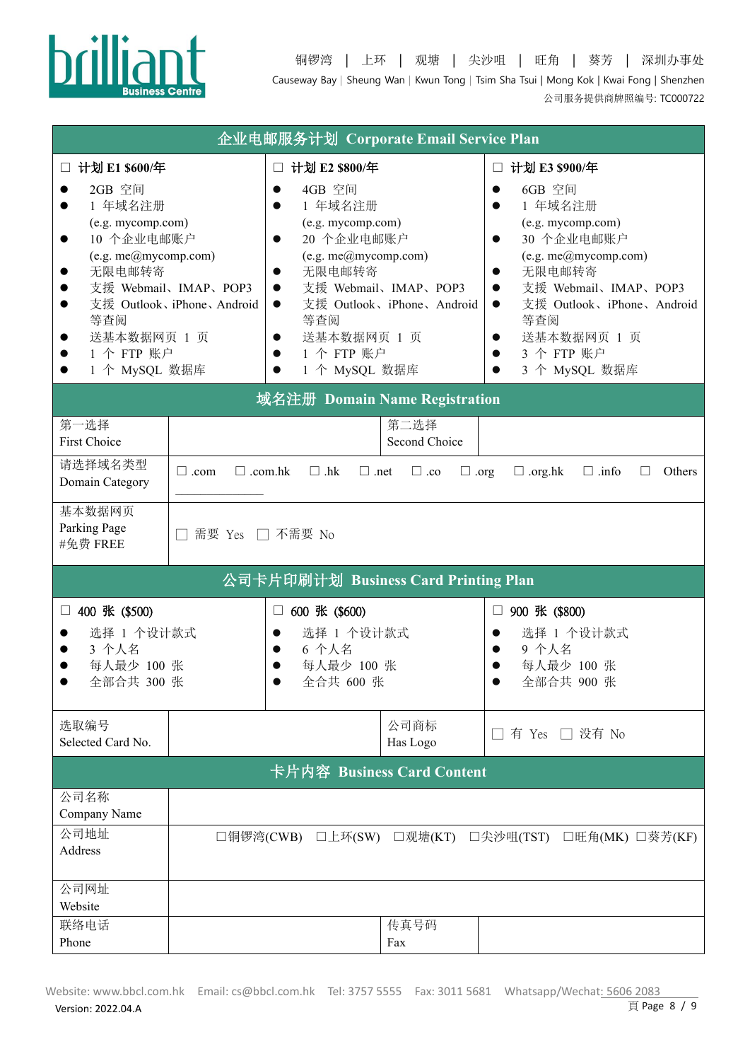## 企业电邮服务计划 Corporate Email Service Plan

| ☐ 计划 E1 $600/年 | ☐ 计划 E2 $800/年 | ☐ 计划 E3 $900/年 |
|---|---|---|
| ● 2GB 空间<br>● 1 年域名注册 (e.g. mycomp.com)<br>● 10 个企业电邮账户 (e.g. me@mycomp.com)<br>● 无限电邮转寄<br>● 支援 Webmail、IMAP、POP3<br>● 支援 Outlook、iPhone、Android 等查阅<br>● 送基本数据网页 1 页<br>● 1 个 FTP 账户<br>● 1 个 MySQL 数据库 | ● 4GB 空间<br>● 1 年域名注册 (e.g. mycomp.com)<br>● 20 个企业电邮账户 (e.g. me@mycomp.com)<br>● 无限电邮转寄<br>● 支援 Webmail、IMAP、POP3<br>● 支援 Outlook、iPhone、Android 等查阅<br>● 送基本数据网页 1 页<br>● 1 个 FTP 账户<br>● 1 个 MySQL 数据库 | ● 6GB 空间<br>● 1 年域名注册 (e.g. mycomp.com)<br>● 30 个企业电邮账户 (e.g. me@mycomp.com)<br>● 无限电邮转寄<br>● 支援 Webmail、IMAP、POP3<br>● 支援 Outlook、iPhone、Android 等查阅<br>● 送基本数据网页 1 页<br>● 3 个 FTP 账户<br>● 3 个 MySQL 数据库 |

## 域名注册 Domain Name Registration

| 第一选择<br>First Choice | | 第二选择<br>Second Choice | |
|---|---|---|---|
| 请选择域名类型<br>Domain Category | ☐ .com ☐ .com.hk ☐ .hk ☐ .net ☐ .co ☐ .org ☐ .org.hk ☐ .info ☐ Others ________ | | |
| 基本数据网页<br>Parking Page<br>#免费 FREE | ☐ 需要 Yes ☐ 不需要 No | | |

## 公司卡片印刷计划 Business Card Printing Plan

| ☐ 400 张 ($500) | ☐ 600 张 ($600) | ☐ 900 张 ($800) |
|---|---|---|
| ● 选择 1 个设计款式<br>● 3 个人名<br>● 每人最少 100 张<br>● 全部合共 300 张 | ● 选择 1 个设计款式<br>● 6 个人名<br>● 每人最少 100 张<br>● 全合共 600 张 | ● 选择 1 个设计款式<br>● 9 个人名<br>● 每人最少 100 张<br>● 全部合共 900 张 |

| 选取编号<br>Selected Card No. | | 公司商标<br>Has Logo | ☐ 有 Yes ☐ 没有 No |
|---|---|---|---|

## 卡片内容 Business Card Content

| 公司名称<br>Company Name | | | |
|---|---|---|---|
| 公司地址<br>Address | ☐铜锣湾(CWB) ☐上环(SW) ☐观塘(KT) ☐尖沙咀(TST) ☐旺角(MK) ☐葵芳(KF) | | |
| 公司网址<br>Website | | | |
| 联络电话<br>Phone | | 传真号码<br>Fax | |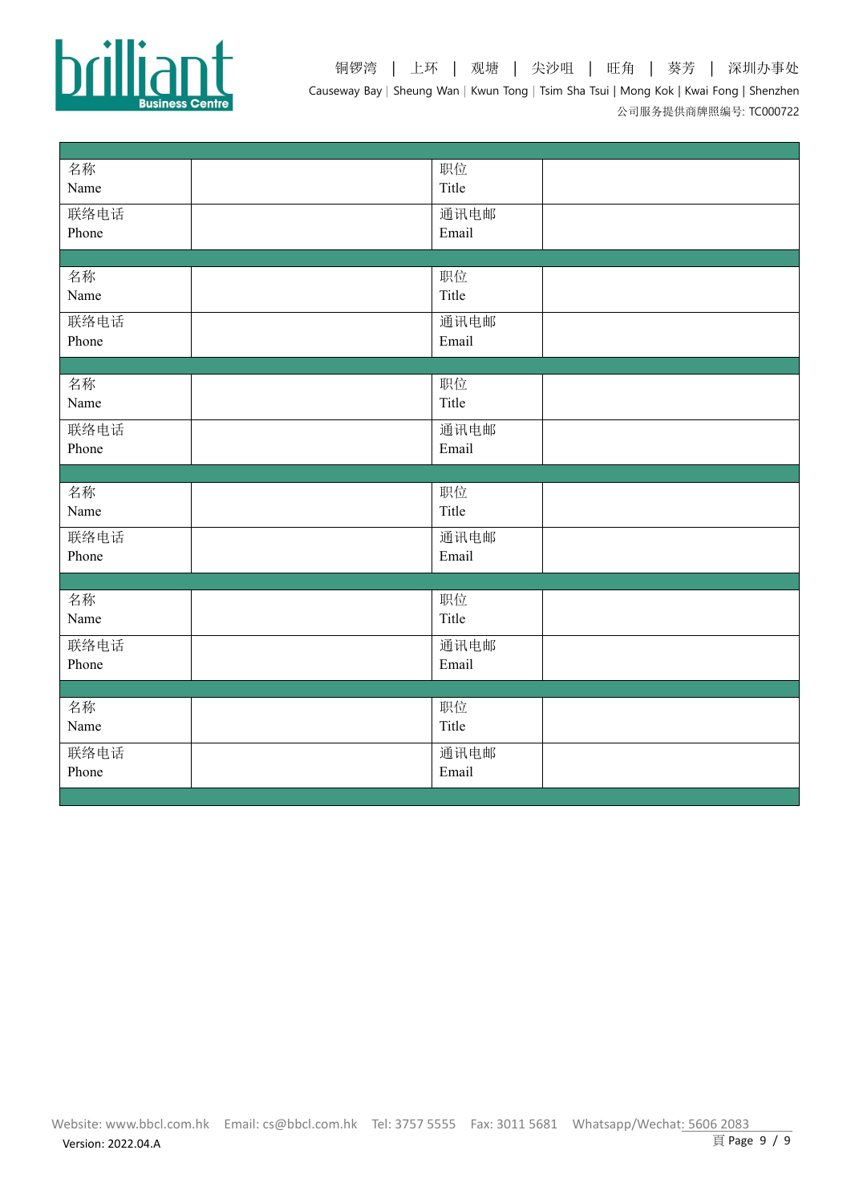| | | | |
|---|---|---|---|
| 名称<br>Name | | 职位<br>Title | |
| 联络电话<br>Phone | | 通讯电邮<br>Email | |

| | | | |
|---|---|---|---|
| 名称<br>Name | | 职位<br>Title | |
| 联络电话<br>Phone | | 通讯电邮<br>Email | |

| | | | |
|---|---|---|---|
| 名称<br>Name | | 职位<br>Title | |
| 联络电话<br>Phone | | 通讯电邮<br>Email | |

| | | | |
|---|---|---|---|
| 名称<br>Name | | 职位<br>Title | |
| 联络电话<br>Phone | | 通讯电邮<br>Email | |

| | | | |
|---|---|---|---|
| 名称<br>Name | | 职位<br>Title | |
| 联络电话<br>Phone | | 通讯电邮<br>Email | |

| | | | |
|---|---|---|---|
| 名称<br>Name | | 职位<br>Title | |
| 联络电话<br>Phone | | 通讯电邮<br>Email | |